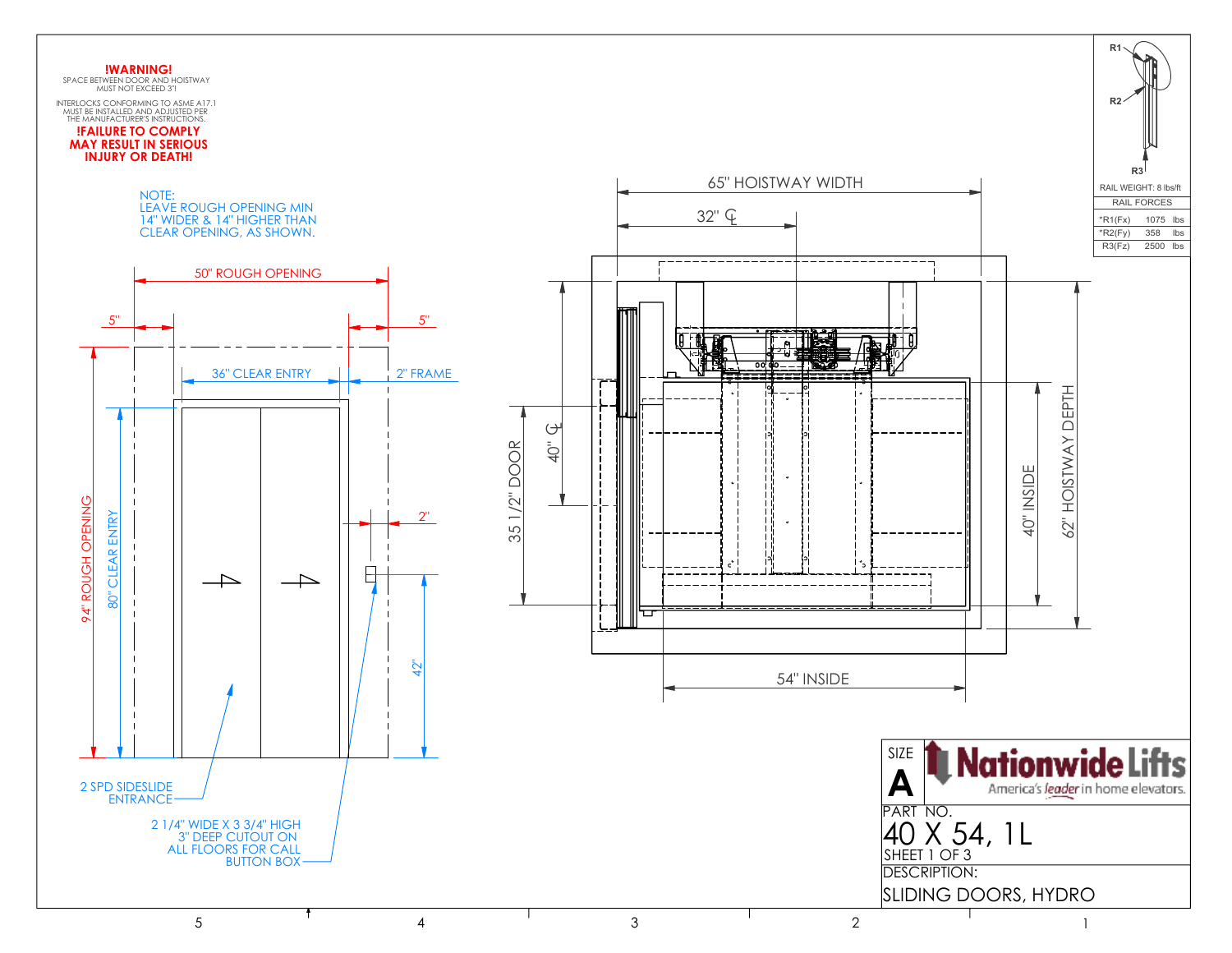**!WARNING!**
SPACE BETWEEN DOOR AND HOISTWAY MUST NOT EXCEED 3"!

INTERLOCKS CONFORMING TO ASME A17.1 MUST BE INSTALLED AND ADJUSTED PER THE MANUFACTURER'S INSTRUCTIONS.

**!FAILURE TO COMPLY MAY RESULT IN SERIOUS INJURY OR DEATH!**

NOTE:
LEAVE ROUGH OPENING MIN 14" WIDER & 14" HIGHER THAN CLEAR OPENING, AS SHOWN.

50" ROUGH OPENING

5"

5"

36" CLEAR ENTRY

2" FRAME

2"

94" ROUGH OPENING

80" CLEAR ENTRY

42"

2 SPD SIDESLIDE ENTRANCE

2 1/4" WIDE X 3 3/4" HIGH 3" DEEP CUTOUT ON ALL FLOORS FOR CALL BUTTON BOX

65" HOISTWAY WIDTH

32" ℄

40" ℄

35 1/2" DOOR

40" INSIDE

62" HOISTWAY DEPTH

54" INSIDE

R1

R2

R3

RAIL WEIGHT: 8 lbs/ft

| RAIL FORCES | | |
|---|---|---|
| *R1(Fx) | 1075 | lbs |
| *R2(Fy) | 358 | lbs |
| R3(Fz) | 2500 | lbs |

SIZE
**A**

**Nationwide Lifts**
America's *leader* in home elevators.

PART NO.
40 X 54, 1L

SHEET 1 OF 3

DESCRIPTION:
SLIDING DOORS, HYDRO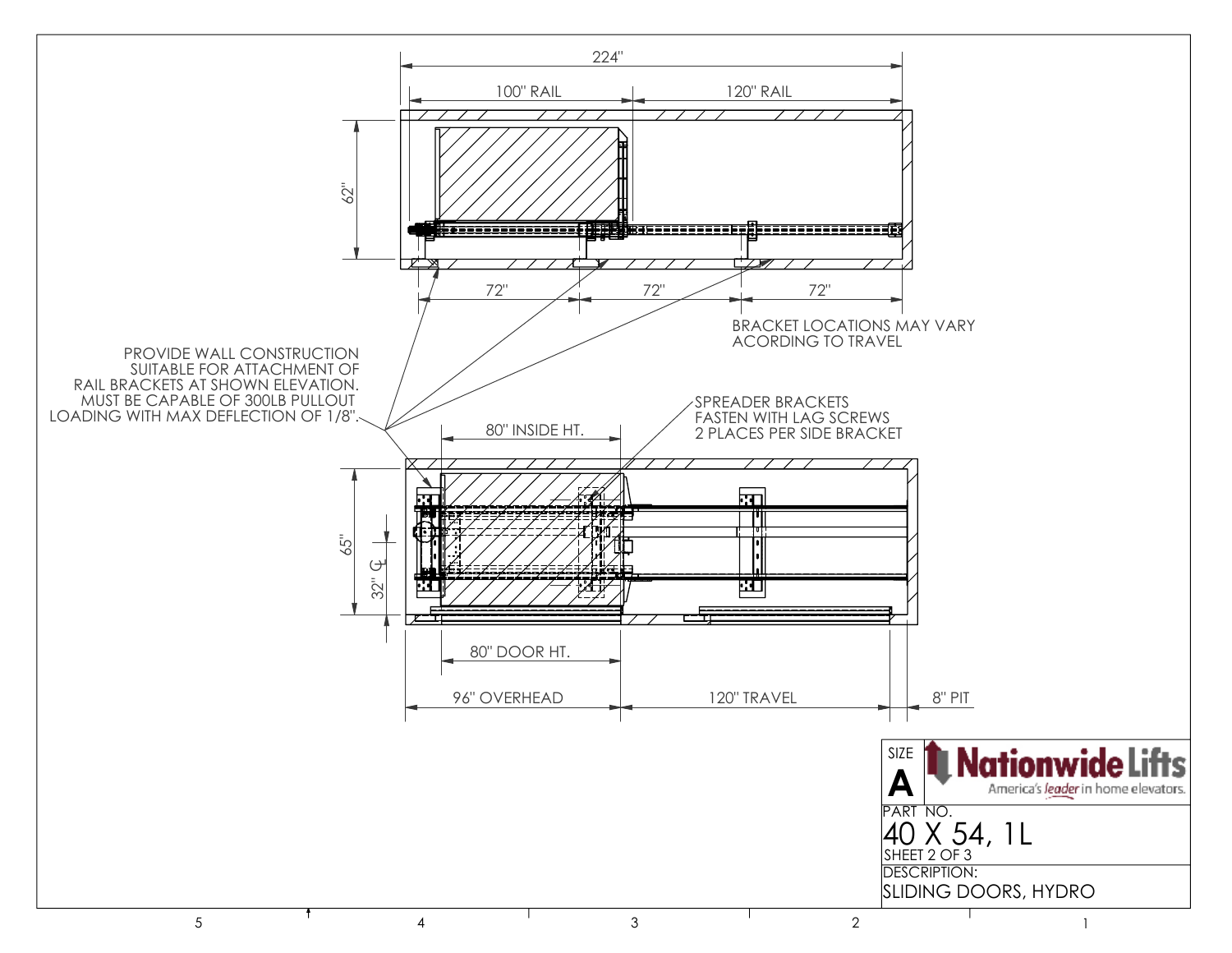224"

100" RAIL

120" RAIL

62"

72"

72"

72"

BRACKET LOCATIONS MAY VARY
ACORDING TO TRAVEL

PROVIDE WALL CONSTRUCTION
SUITABLE FOR ATTACHMENT OF
RAIL BRACKETS AT SHOWN ELEVATION.
MUST BE CAPABLE OF 300LB PULLOUT
LOADING WITH MAX DEFLECTION OF 1/8".

SPREADER BRACKETS
FASTEN WITH LAG SCREWS
2 PLACES PER SIDE BRACKET

80" INSIDE HT.

65"

32" ℄

80" DOOR HT.

96" OVERHEAD

120" TRAVEL

8" PIT

| SIZE | Nationwide Lifts — America's *leader* in home elevators. |
| --- | --- |
| A | |
| PART NO. | 40 X 54, 1L |
| SHEET 2 OF 3 | |
| DESCRIPTION: | SLIDING DOORS, HYDRO |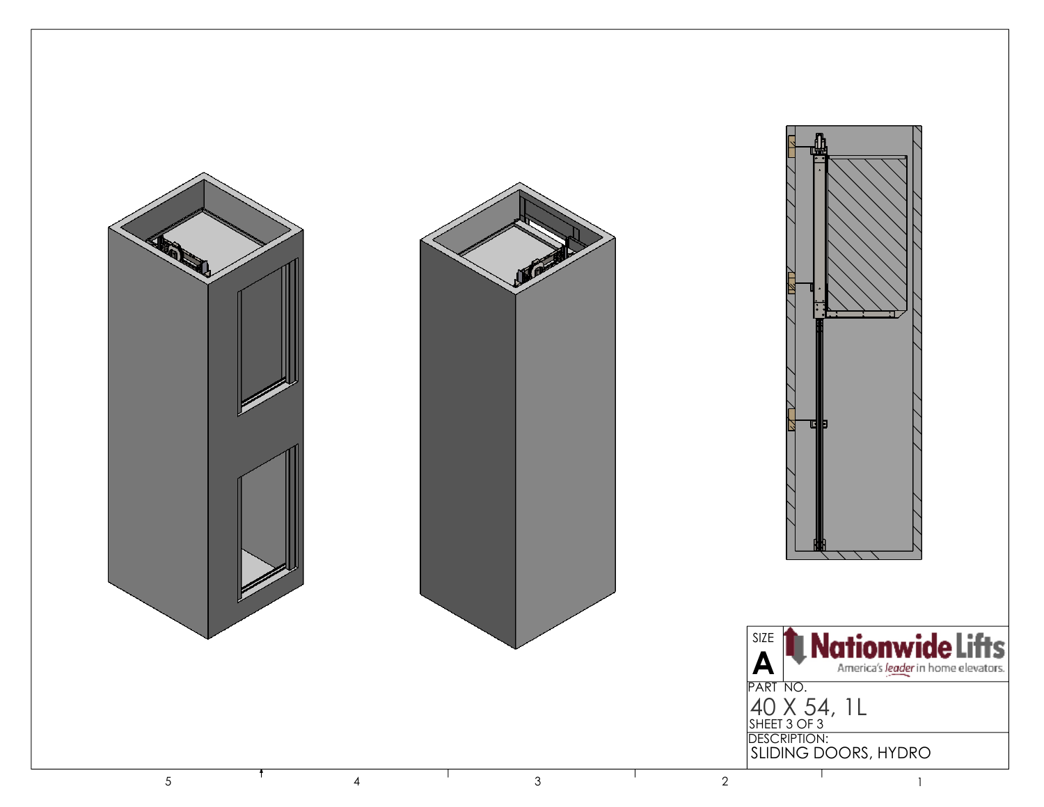SIZE A

**Nationwide Lifts**

America's *leader* in home elevators.

PART NO.

40 X 54, 1L

SHEET 3 OF 3

DESCRIPTION:

SLIDING DOORS, HYDRO